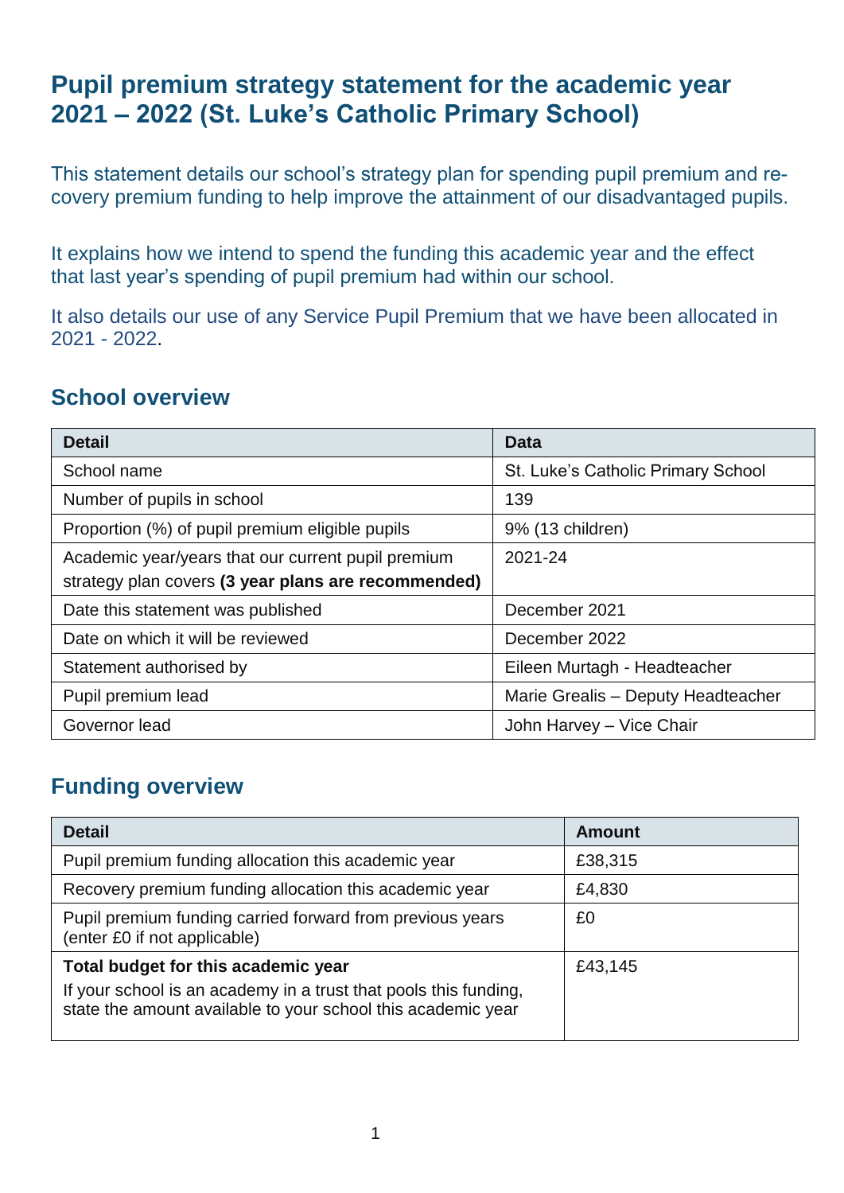# Pupil premium strategy statement for the academic year 2021 – 2022 (St. Luke's Catholic Primary School)

This statement details our school's strategy plan for spending pupil premium and recovery premium funding to help improve the attainment of our disadvantaged pupils.

It explains how we intend to spend the funding this academic year and the effect that last year's spending of pupil premium had within our school.

It also details our use of any Service Pupil Premium that we have been allocated in 2021 - 2022.

## School overview

| Detail | Data |
|---|---|
| School name | St. Luke's Catholic Primary School |
| Number of pupils in school | 139 |
| Proportion (%) of pupil premium eligible pupils | 9% (13 children) |
| Academic year/years that our current pupil premium strategy plan covers **(3 year plans are recommended)** | 2021-24 |
| Date this statement was published | December 2021 |
| Date on which it will be reviewed | December 2022 |
| Statement authorised by | Eileen Murtagh - Headteacher |
| Pupil premium lead | Marie Grealis – Deputy Headteacher |
| Governor lead | John Harvey – Vice Chair |

## Funding overview

| Detail | Amount |
|---|---|
| Pupil premium funding allocation this academic year | £38,315 |
| Recovery premium funding allocation this academic year | £4,830 |
| Pupil premium funding carried forward from previous years (enter £0 if not applicable) | £0 |
| **Total budget for this academic year**<br>If your school is an academy in a trust that pools this funding, state the amount available to your school this academic year | £43,145 |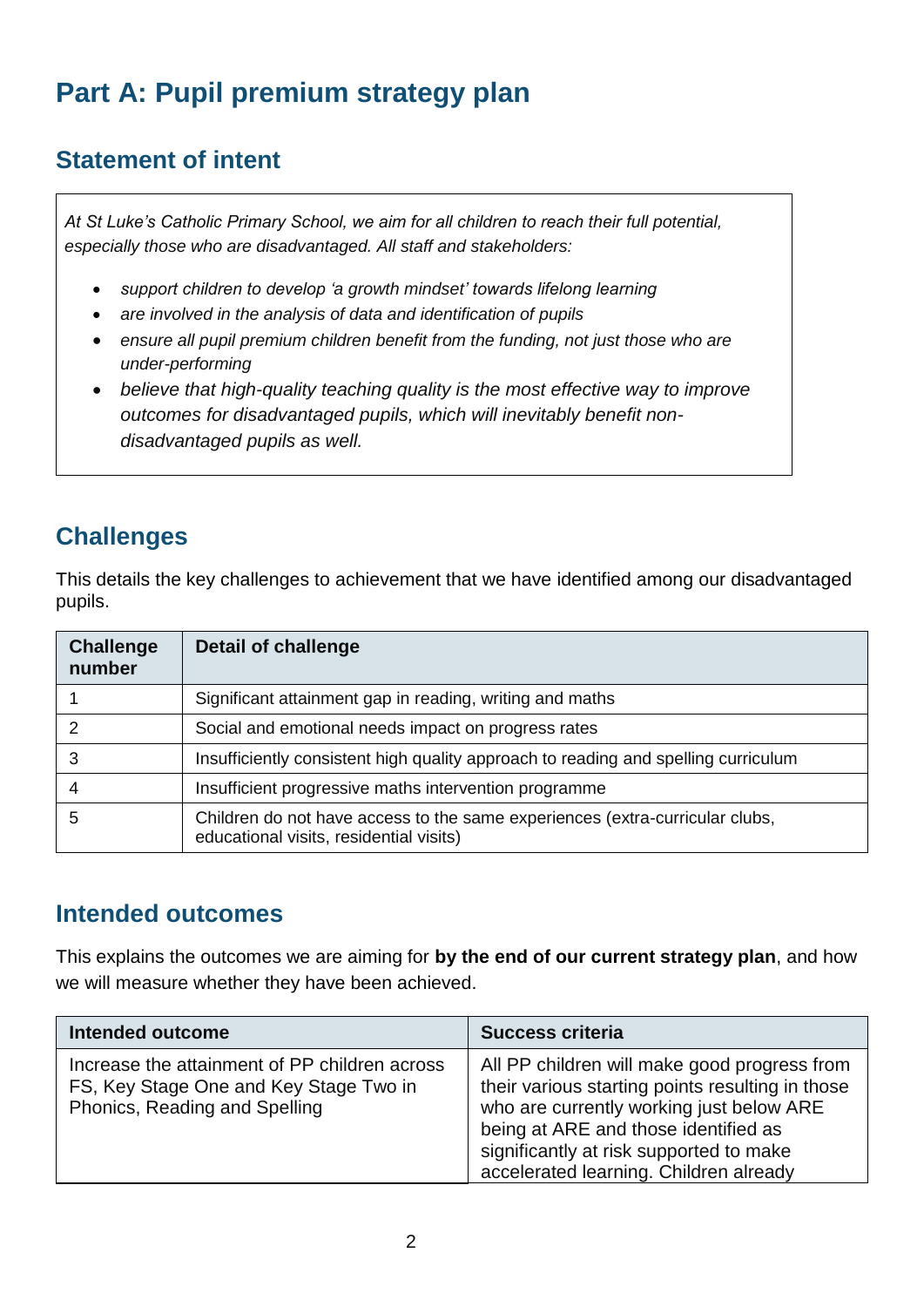# Part A: Pupil premium strategy plan

## Statement of intent

*At St Luke's Catholic Primary School, we aim for all children to reach their full potential, especially those who are disadvantaged. All staff and stakeholders:*

- *support children to develop 'a growth mindset' towards lifelong learning*
- *are involved in the analysis of data and identification of pupils*
- *ensure all pupil premium children benefit from the funding, not just those who are under-performing*
- *believe that high-quality teaching quality is the most effective way to improve outcomes for disadvantaged pupils, which will inevitably benefit non-disadvantaged pupils as well.*

## Challenges

This details the key challenges to achievement that we have identified among our disadvantaged pupils.

| Challenge number | Detail of challenge |
|---|---|
| 1 | Significant attainment gap in reading, writing and maths |
| 2 | Social and emotional needs impact on progress rates |
| 3 | Insufficiently consistent high quality approach to reading and spelling curriculum |
| 4 | Insufficient progressive maths intervention programme |
| 5 | Children do not have access to the same experiences (extra-curricular clubs, educational visits, residential visits) |

## Intended outcomes

This explains the outcomes we are aiming for **by the end of our current strategy plan**, and how we will measure whether they have been achieved.

| Intended outcome | Success criteria |
|---|---|
| Increase the attainment of PP children across FS, Key Stage One and Key Stage Two in Phonics, Reading and Spelling | All PP children will make good progress from their various starting points resulting in those who are currently working just below ARE being at ARE and those identified as significantly at risk supported to make accelerated learning. Children already |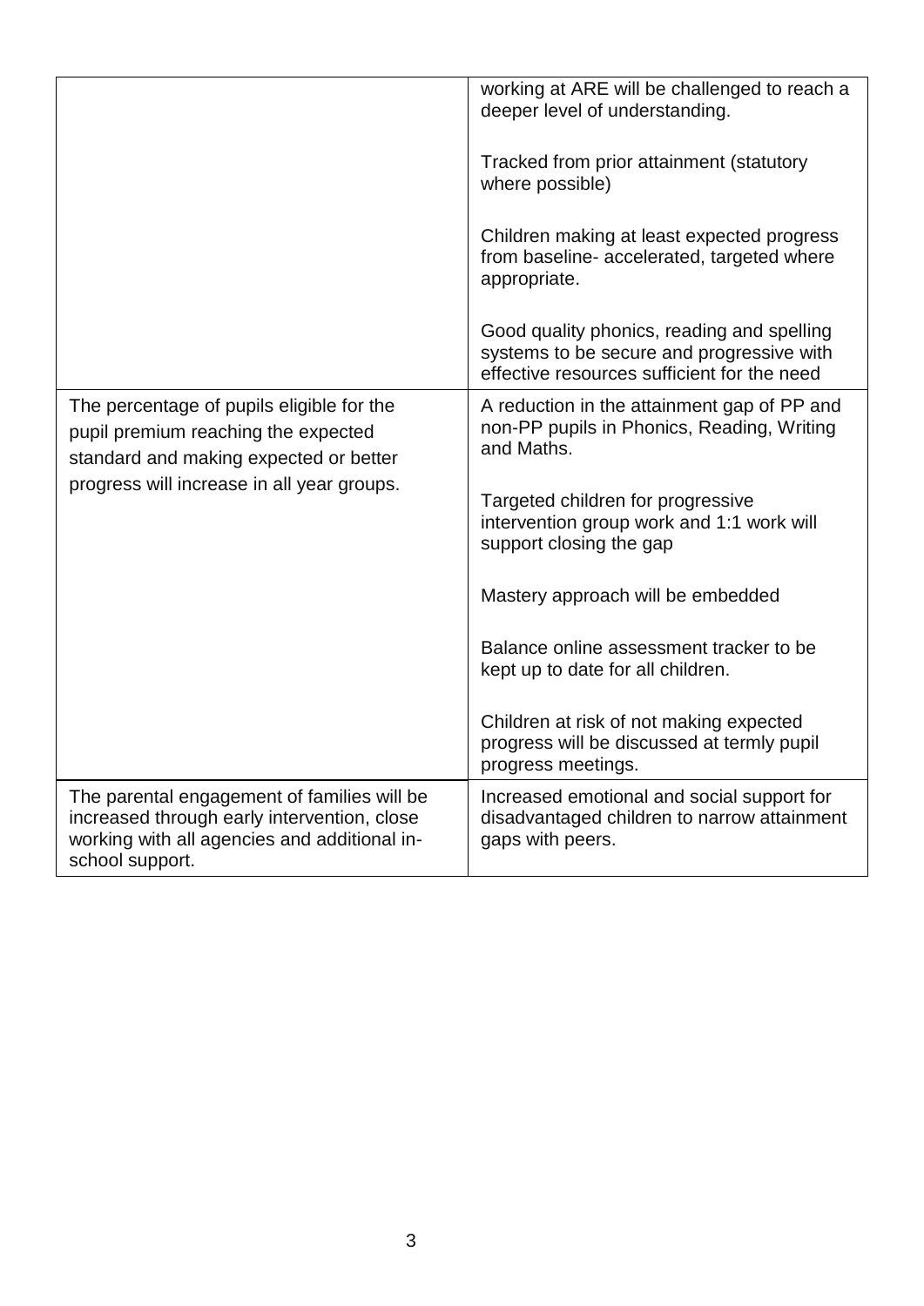| | |
|---|---|
| | working at ARE will be challenged to reach a deeper level of understanding.<br><br>Tracked from prior attainment (statutory where possible)<br><br>Children making at least expected progress from baseline- accelerated, targeted where appropriate.<br><br>Good quality phonics, reading and spelling systems to be secure and progressive with effective resources sufficient for the need |
| The percentage of pupils eligible for the pupil premium reaching the expected standard and making expected or better progress will increase in all year groups. | A reduction in the attainment gap of PP and non-PP pupils in Phonics, Reading, Writing and Maths.<br><br>Targeted children for progressive intervention group work and 1:1 work will support closing the gap<br><br>Mastery approach will be embedded<br><br>Balance online assessment tracker to be kept up to date for all children.<br><br>Children at risk of not making expected progress will be discussed at termly pupil progress meetings. |
| The parental engagement of families will be increased through early intervention, close working with all agencies and additional in-school support. | Increased emotional and social support for disadvantaged children to narrow attainment gaps with peers. |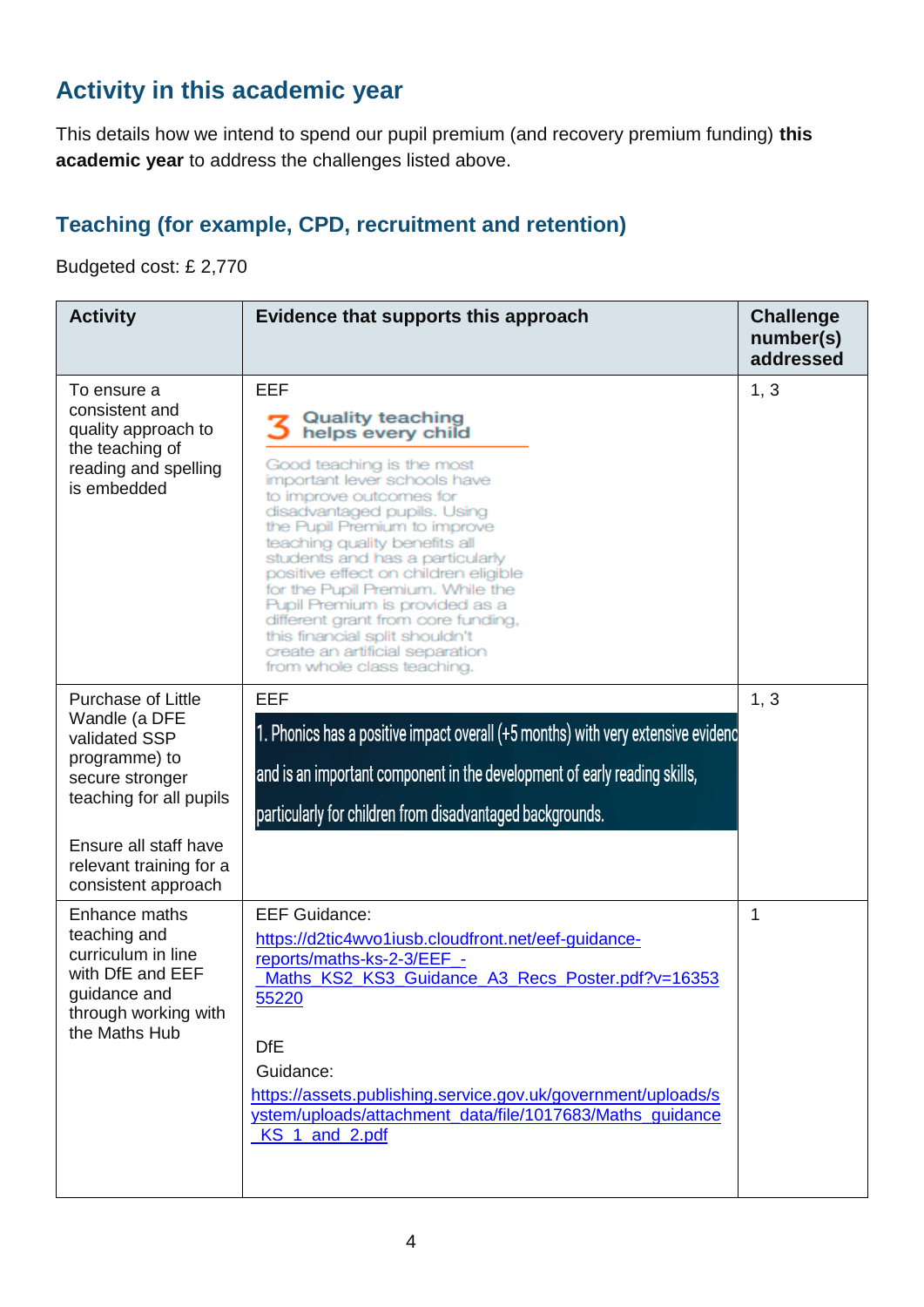## Activity in this academic year

This details how we intend to spend our pupil premium (and recovery premium funding) **this academic year** to address the challenges listed above.

### Teaching (for example, CPD, recruitment and retention)

Budgeted cost: £ 2,770

| Activity | Evidence that supports this approach | Challenge number(s) addressed |
|---|---|---|
| To ensure a consistent and quality approach to the teaching of reading and spelling is embedded | EEF<br>3 Quality teaching helps every child<br>Good teaching is the most important lever schools have to improve outcomes for disadvantaged pupils. Using the Pupil Premium to improve teaching quality benefits all students and has a particularly positive effect on children eligible for the Pupil Premium. While the Pupil Premium is provided as a different grant from core funding, this financial split shouldn't create an artificial separation from whole class teaching. | 1, 3 |
| Purchase of Little Wandle (a DFE validated SSP programme) to secure stronger teaching for all pupils<br><br>Ensure all staff have relevant training for a consistent approach | EEF<br>1. Phonics has a positive impact overall (+5 months) with very extensive evidenc and is an important component in the development of early reading skills, particularly for children from disadvantaged backgrounds. | 1, 3 |
| Enhance maths teaching and curriculum in line with DfE and EEF guidance and through working with the Maths Hub | EEF Guidance:<br>https://d2tic4wvo1iusb.cloudfront.net/eef-guidance-reports/maths-ks-2-3/EEF_-_Maths_KS2_KS3_Guidance_A3_Recs_Poster.pdf?v=1635355220<br><br>DfE Guidance:<br>https://assets.publishing.service.gov.uk/government/uploads/system/uploads/attachment_data/file/1017683/Maths_guidance_KS_1_and_2.pdf | 1 |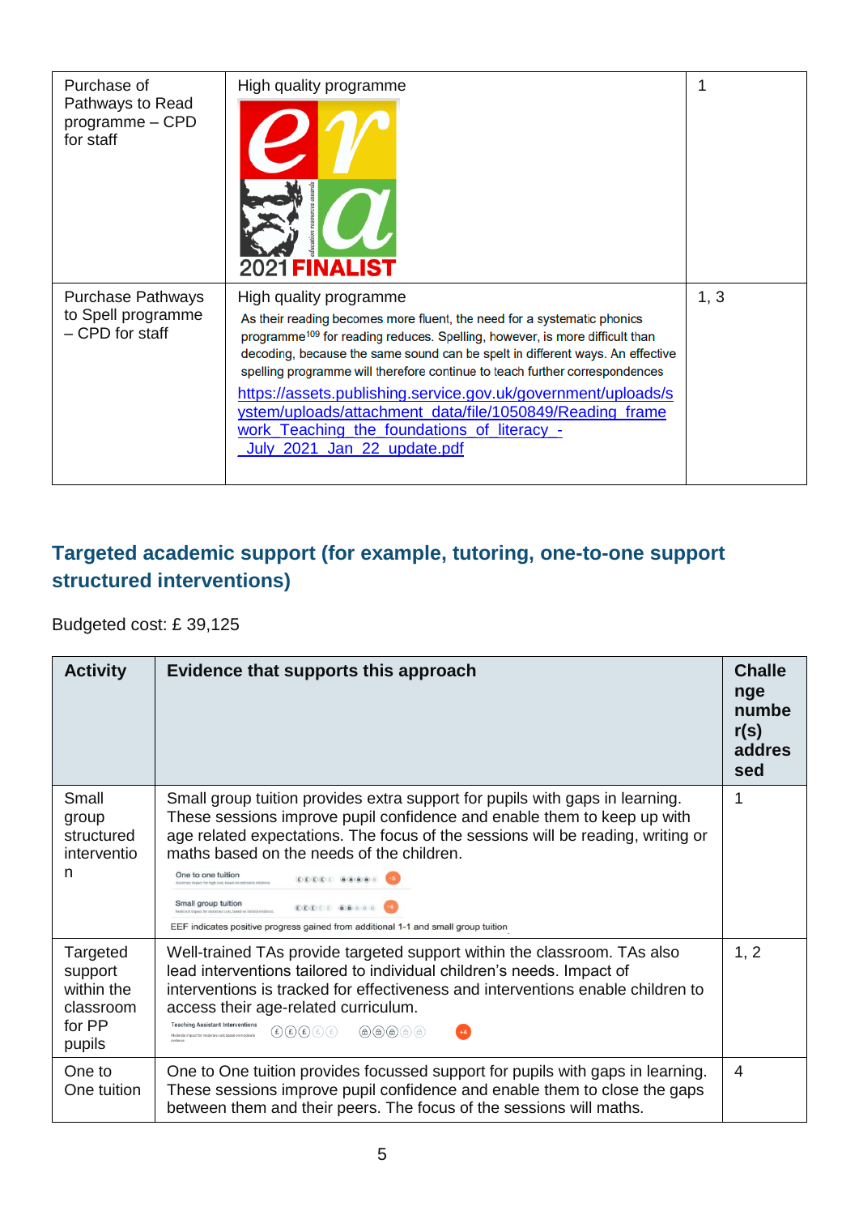| Purchase of Pathways to Read programme – CPD for staff | High quality programme<br>era 2021 FINALIST | 1 |
|---|---|---|
| Purchase Pathways to Spell programme – CPD for staff | High quality programme<br>As their reading becomes more fluent, the need for a systematic phonics programme[109] for reading reduces. Spelling, however, is more difficult than decoding, because the same sound can be spelt in different ways. An effective spelling programme will therefore continue to teach further correspondences<br>https://assets.publishing.service.gov.uk/government/uploads/system/uploads/attachment_data/file/1050849/Reading_framework_Teaching_the_foundations_of_literacy_-_July_2021_Jan_22_update.pdf | 1, 3 |

## Targeted academic support (for example, tutoring, one-to-one support structured interventions)

Budgeted cost: £ 39,125

| Activity | Evidence that supports this approach | Challenge number(s) addressed |
|---|---|---|
| Small group structured intervention | Small group tuition provides extra support for pupils with gaps in learning. These sessions improve pupil confidence and enable them to keep up with age related expectations. The focus of the sessions will be reading, writing or maths based on the needs of the children.<br>One to one tuition +5<br>Small group tuition +4<br>EEF indicates positive progress gained from additional 1-1 and small group tuition | 1 |
| Targeted support within the classroom for PP pupils | Well-trained TAs provide targeted support within the classroom. TAs also lead interventions tailored to individual children's needs. Impact of interventions is tracked for effectiveness and interventions enable children to access their age-related curriculum.<br>Teaching Assistant Interventions +4 | 1, 2 |
| One to One tuition | One to One tuition provides focussed support for pupils with gaps in learning. These sessions improve pupil confidence and enable them to close the gaps between them and their peers. The focus of the sessions will maths. | 4 |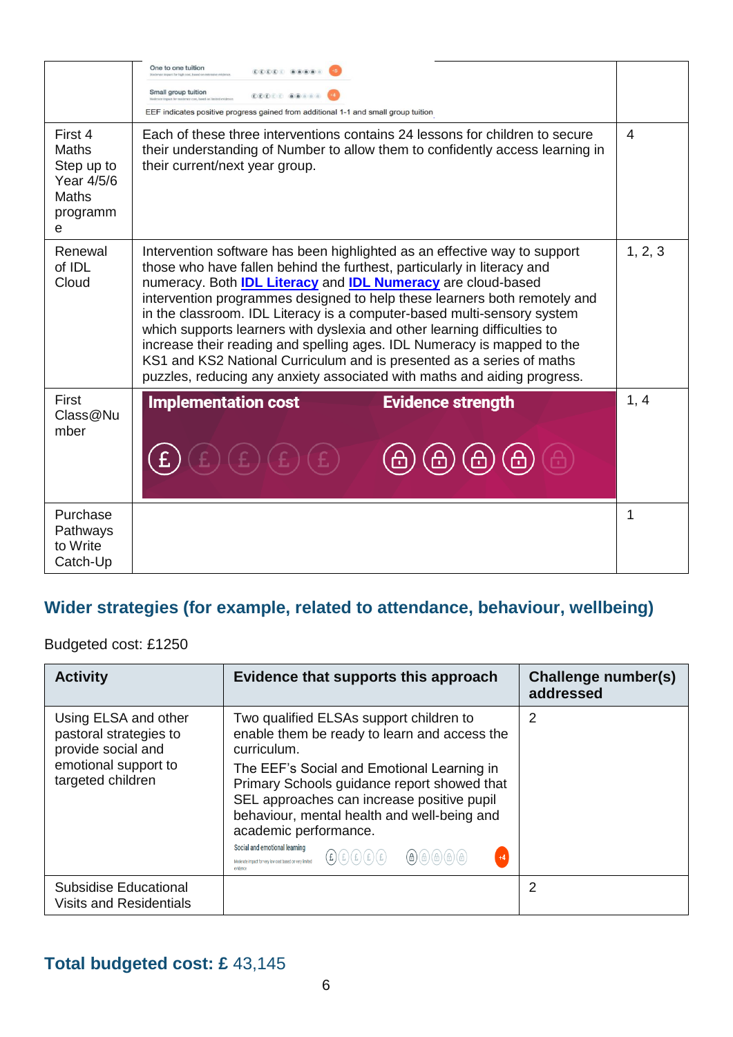| | | |
|---|---|---|
| | One to one tuition<br>Small group tuition<br>EEF indicates positive progress gained from additional 1-1 and small group tuition | |
| First 4 Maths Step up to Year 4/5/6 Maths programme | Each of these three interventions contains 24 lessons for children to secure their understanding of Number to allow them to confidently access learning in their current/next year group. | 4 |
| Renewal of IDL Cloud | Intervention software has been highlighted as an effective way to support those who have fallen behind the furthest, particularly in literacy and numeracy. Both **IDL Literacy** and **IDL Numeracy** are cloud-based intervention programmes designed to help these learners both remotely and in the classroom. IDL Literacy is a computer-based multi-sensory system which supports learners with dyslexia and other learning difficulties to increase their reading and spelling ages. IDL Numeracy is mapped to the KS1 and KS2 National Curriculum and is presented as a series of maths puzzles, reducing any anxiety associated with maths and aiding progress. | 1, 2, 3 |
| First Class@Number | Implementation cost Evidence strength | 1, 4 |
| Purchase Pathways to Write Catch-Up | | 1 |

## Wider strategies (for example, related to attendance, behaviour, wellbeing)

Budgeted cost: £1250

| Activity | Evidence that supports this approach | Challenge number(s) addressed |
|---|---|---|
| Using ELSA and other pastoral strategies to provide social and emotional support to targeted children | Two qualified ELSAs support children to enable them be ready to learn and access the curriculum.<br>The EEF's Social and Emotional Learning in Primary Schools guidance report showed that SEL approaches can increase positive pupil behaviour, mental health and well-being and academic performance.<br>Social and emotional learning +4 | 2 |
| Subsidise Educational Visits and Residentials | | 2 |

## Total budgeted cost: £ 43,145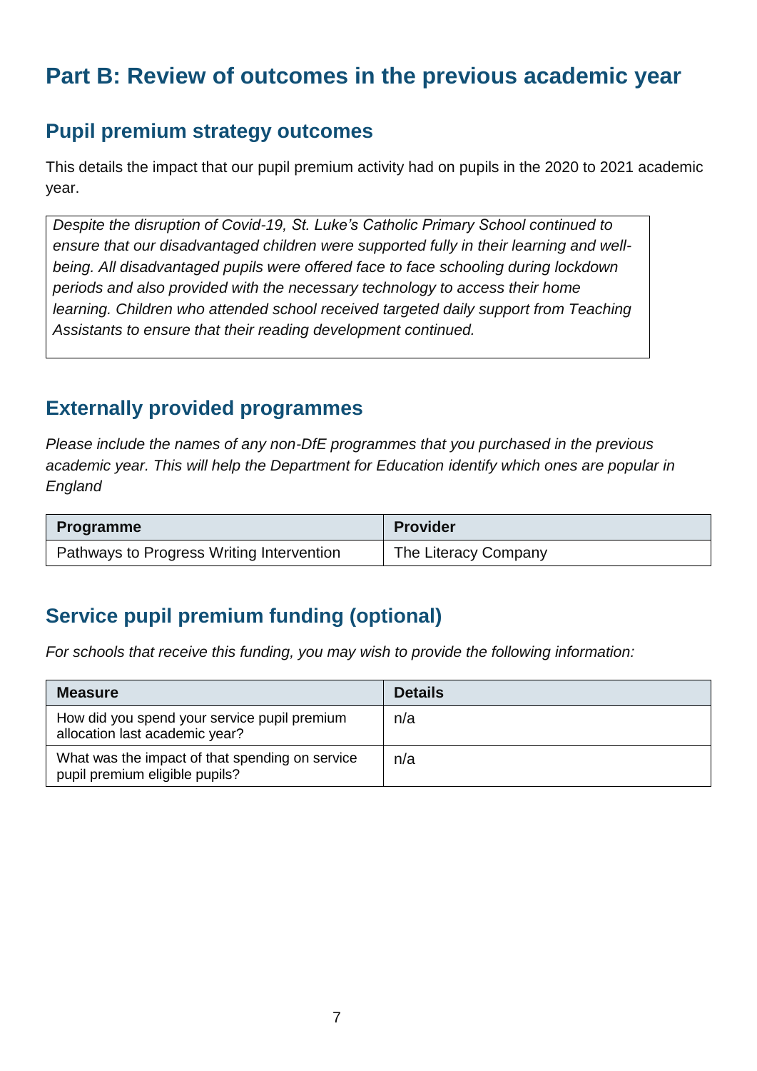# Part B: Review of outcomes in the previous academic year

## Pupil premium strategy outcomes

This details the impact that our pupil premium activity had on pupils in the 2020 to 2021 academic year.

*Despite the disruption of Covid-19, St. Luke's Catholic Primary School continued to ensure that our disadvantaged children were supported fully in their learning and well-being. All disadvantaged pupils were offered face to face schooling during lockdown periods and also provided with the necessary technology to access their home learning. Children who attended school received targeted daily support from Teaching Assistants to ensure that their reading development continued.*

## Externally provided programmes

*Please include the names of any non-DfE programmes that you purchased in the previous academic year. This will help the Department for Education identify which ones are popular in England*

| Programme | Provider |
|---|---|
| Pathways to Progress Writing Intervention | The Literacy Company |

## Service pupil premium funding (optional)

*For schools that receive this funding, you may wish to provide the following information:*

| Measure | Details |
|---|---|
| How did you spend your service pupil premium allocation last academic year? | n/a |
| What was the impact of that spending on service pupil premium eligible pupils? | n/a |